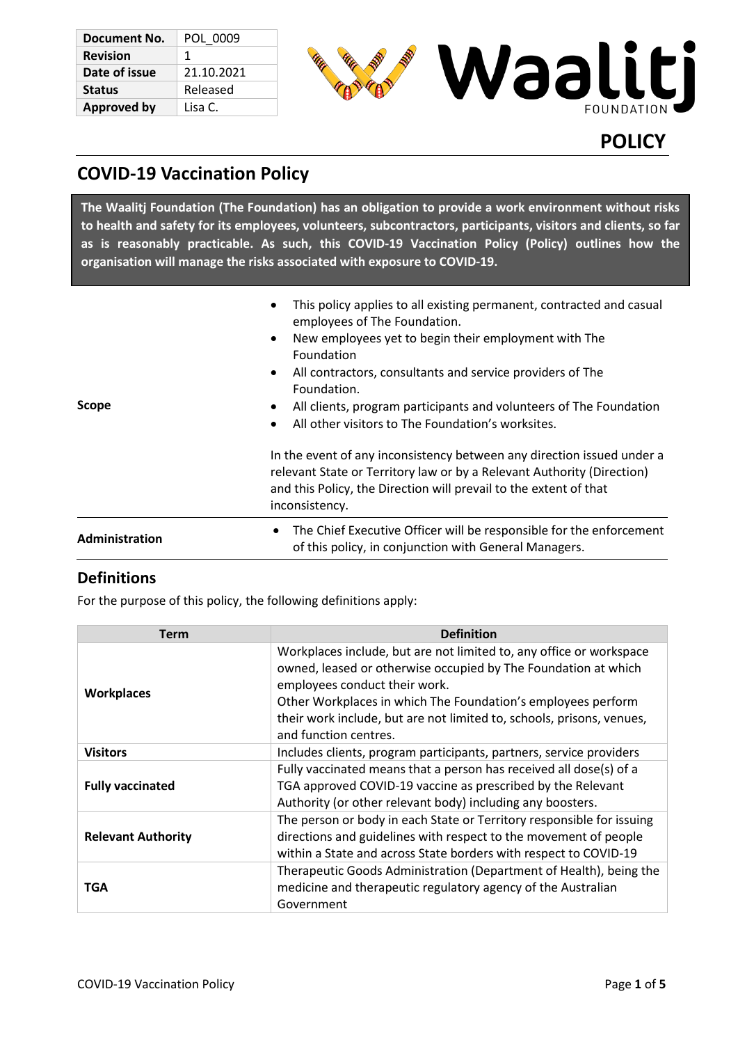| Document No. | POL_0009 |
|---|---|
| Revision | 1 |
| Date of issue | 21.10.2021 |
| Status | Released |
| Approved by | Lisa C. |

Waalitj FOUNDATION

**POLICY**

# COVID-19 Vaccination Policy

**The Waalitj Foundation (The Foundation) has an obligation to provide a work environment without risks to health and safety for its employees, volunteers, subcontractors, participants, visitors and clients, so far as is reasonably practicable. As such, this COVID-19 Vaccination Policy (Policy) outlines how the organisation will manage the risks associated with exposure to COVID-19.**

| | |
|---|---|
| **Scope** | • This policy applies to all existing permanent, contracted and casual employees of The Foundation.<br>• New employees yet to begin their employment with The Foundation<br>• All contractors, consultants and service providers of The Foundation.<br>• All clients, program participants and volunteers of The Foundation<br>• All other visitors to The Foundation's worksites.<br><br>In the event of any inconsistency between any direction issued under a relevant State or Territory law or by a Relevant Authority (Direction) and this Policy, the Direction will prevail to the extent of that inconsistency. |
| **Administration** | • The Chief Executive Officer will be responsible for the enforcement of this policy, in conjunction with General Managers. |

## Definitions

For the purpose of this policy, the following definitions apply:

| Term | Definition |
|---|---|
| **Workplaces** | Workplaces include, but are not limited to, any office or workspace owned, leased or otherwise occupied by The Foundation at which employees conduct their work.<br>Other Workplaces in which The Foundation's employees perform their work include, but are not limited to, schools, prisons, venues, and function centres. |
| **Visitors** | Includes clients, program participants, partners, service providers |
| **Fully vaccinated** | Fully vaccinated means that a person has received all dose(s) of a TGA approved COVID-19 vaccine as prescribed by the Relevant Authority (or other relevant body) including any boosters. |
| **Relevant Authority** | The person or body in each State or Territory responsible for issuing directions and guidelines with respect to the movement of people within a State and across State borders with respect to COVID-19 |
| **TGA** | Therapeutic Goods Administration (Department of Health), being the medicine and therapeutic regulatory agency of the Australian Government |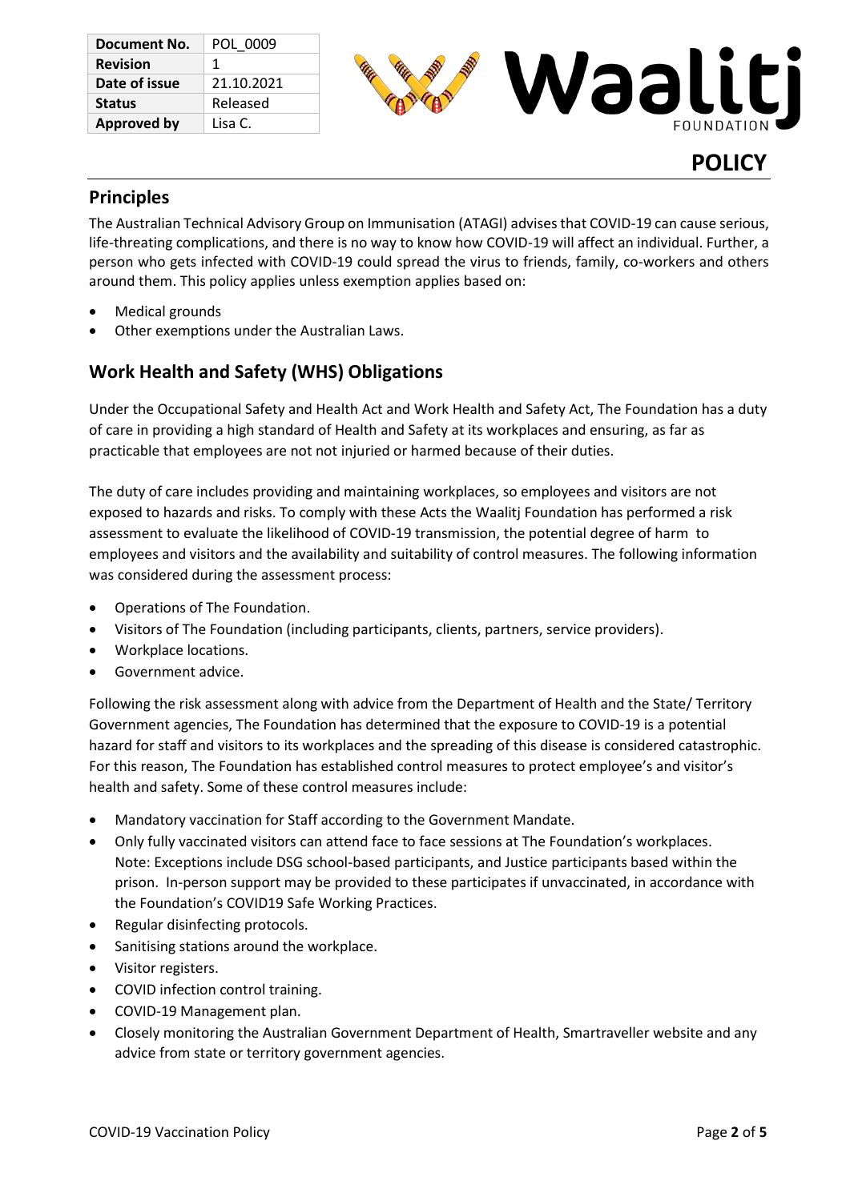| Document No. | POL_0009 |
| --- | --- |
| Revision | 1 |
| Date of issue | 21.10.2021 |
| Status | Released |
| Approved by | Lisa C. |

**POLICY**

## Principles

The Australian Technical Advisory Group on Immunisation (ATAGI) advises that COVID-19 can cause serious, life-threating complications, and there is no way to know how COVID-19 will affect an individual. Further, a person who gets infected with COVID-19 could spread the virus to friends, family, co-workers and others around them. This policy applies unless exemption applies based on:

- Medical grounds
- Other exemptions under the Australian Laws.

## Work Health and Safety (WHS) Obligations

Under the Occupational Safety and Health Act and Work Health and Safety Act, The Foundation has a duty of care in providing a high standard of Health and Safety at its workplaces and ensuring, as far as practicable that employees are not not injuried or harmed because of their duties.

The duty of care includes providing and maintaining workplaces, so employees and visitors are not exposed to hazards and risks. To comply with these Acts the Waalitj Foundation has performed a risk assessment to evaluate the likelihood of COVID-19 transmission, the potential degree of harm to employees and visitors and the availability and suitability of control measures. The following information was considered during the assessment process:

- Operations of The Foundation.
- Visitors of The Foundation (including participants, clients, partners, service providers).
- Workplace locations.
- Government advice.

Following the risk assessment along with advice from the Department of Health and the State/ Territory Government agencies, The Foundation has determined that the exposure to COVID-19 is a potential hazard for staff and visitors to its workplaces and the spreading of this disease is considered catastrophic. For this reason, The Foundation has established control measures to protect employee's and visitor's health and safety. Some of these control measures include:

- Mandatory vaccination for Staff according to the Government Mandate.
- Only fully vaccinated visitors can attend face to face sessions at The Foundation's workplaces. Note: Exceptions include DSG school-based participants, and Justice participants based within the prison. In-person support may be provided to these participates if unvaccinated, in accordance with the Foundation's COVID19 Safe Working Practices.
- Regular disinfecting protocols.
- Sanitising stations around the workplace.
- Visitor registers.
- COVID infection control training.
- COVID-19 Management plan.
- Closely monitoring the Australian Government Department of Health, Smartraveller website and any advice from state or territory government agencies.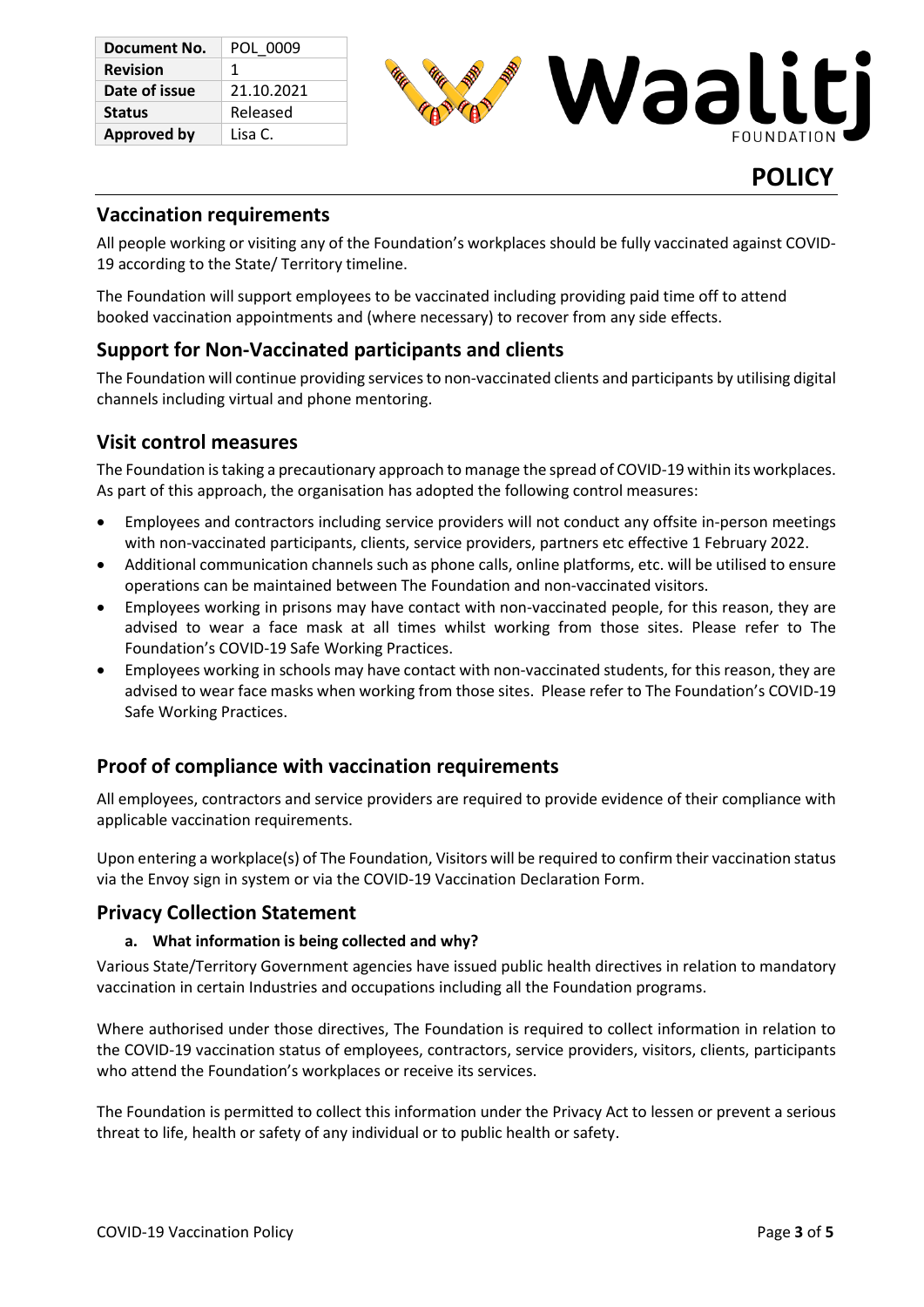| Document No. | POL_0009 |
| --- | --- |
| Revision | 1 |
| Date of issue | 21.10.2021 |
| Status | Released |
| Approved by | Lisa C. |

Waalitj FOUNDATION

**POLICY**

## Vaccination requirements

All people working or visiting any of the Foundation's workplaces should be fully vaccinated against COVID-19 according to the State/ Territory timeline.

The Foundation will support employees to be vaccinated including providing paid time off to attend booked vaccination appointments and (where necessary) to recover from any side effects.

## Support for Non-Vaccinated participants and clients

The Foundation will continue providing services to non-vaccinated clients and participants by utilising digital channels including virtual and phone mentoring.

## Visit control measures

The Foundation is taking a precautionary approach to manage the spread of COVID-19 within its workplaces. As part of this approach, the organisation has adopted the following control measures:

- Employees and contractors including service providers will not conduct any offsite in-person meetings with non-vaccinated participants, clients, service providers, partners etc effective 1 February 2022.
- Additional communication channels such as phone calls, online platforms, etc. will be utilised to ensure operations can be maintained between The Foundation and non-vaccinated visitors.
- Employees working in prisons may have contact with non-vaccinated people, for this reason, they are advised to wear a face mask at all times whilst working from those sites. Please refer to The Foundation's COVID-19 Safe Working Practices.
- Employees working in schools may have contact with non-vaccinated students, for this reason, they are advised to wear face masks when working from those sites. Please refer to The Foundation's COVID-19 Safe Working Practices.

## Proof of compliance with vaccination requirements

All employees, contractors and service providers are required to provide evidence of their compliance with applicable vaccination requirements.

Upon entering a workplace(s) of The Foundation, Visitors will be required to confirm their vaccination status via the Envoy sign in system or via the COVID-19 Vaccination Declaration Form.

## Privacy Collection Statement

**a. What information is being collected and why?**

Various State/Territory Government agencies have issued public health directives in relation to mandatory vaccination in certain Industries and occupations including all the Foundation programs.

Where authorised under those directives, The Foundation is required to collect information in relation to the COVID-19 vaccination status of employees, contractors, service providers, visitors, clients, participants who attend the Foundation's workplaces or receive its services.

The Foundation is permitted to collect this information under the Privacy Act to lessen or prevent a serious threat to life, health or safety of any individual or to public health or safety.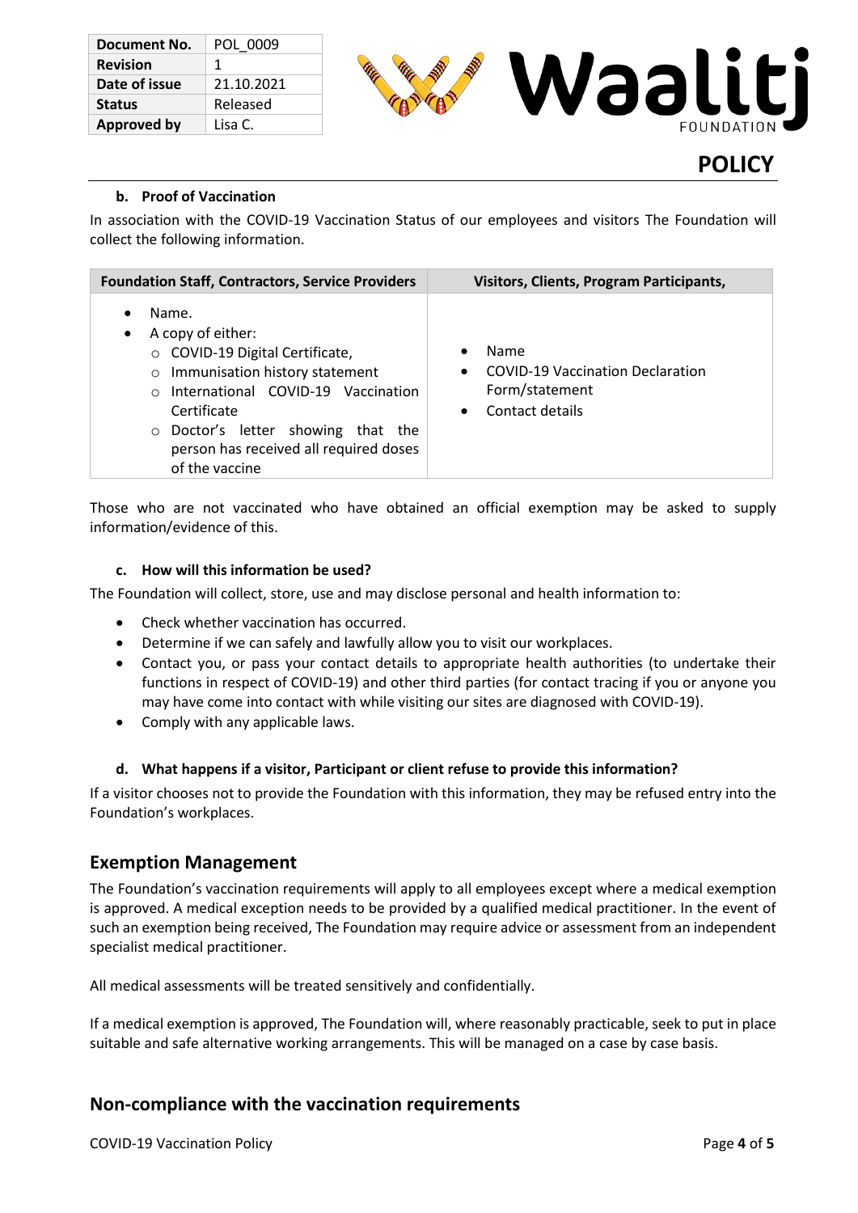#### b. Proof of Vaccination

In association with the COVID-19 Vaccination Status of our employees and visitors The Foundation will collect the following information.

| Foundation Staff, Contractors, Service Providers | Visitors, Clients, Program Participants, |
|---|---|
| • Name.<br>• A copy of either:<br>  ○ COVID-19 Digital Certificate,<br>  ○ Immunisation history statement<br>  ○ International COVID-19 Vaccination Certificate<br>  ○ Doctor's letter showing that the person has received all required doses of the vaccine | • Name<br>• COVID-19 Vaccination Declaration Form/statement<br>• Contact details |

Those who are not vaccinated who have obtained an official exemption may be asked to supply information/evidence of this.

#### c. How will this information be used?

The Foundation will collect, store, use and may disclose personal and health information to:

- Check whether vaccination has occurred.
- Determine if we can safely and lawfully allow you to visit our workplaces.
- Contact you, or pass your contact details to appropriate health authorities (to undertake their functions in respect of COVID-19) and other third parties (for contact tracing if you or anyone you may have come into contact with while visiting our sites are diagnosed with COVID-19).
- Comply with any applicable laws.

#### d. What happens if a visitor, Participant or client refuse to provide this information?

If a visitor chooses not to provide the Foundation with this information, they may be refused entry into the Foundation's workplaces.

## Exemption Management

The Foundation's vaccination requirements will apply to all employees except where a medical exemption is approved. A medical exception needs to be provided by a qualified medical practitioner. In the event of such an exemption being received, The Foundation may require advice or assessment from an independent specialist medical practitioner.

All medical assessments will be treated sensitively and confidentially.

If a medical exemption is approved, The Foundation will, where reasonably practicable, seek to put in place suitable and safe alternative working arrangements. This will be managed on a case by case basis.

## Non-compliance with the vaccination requirements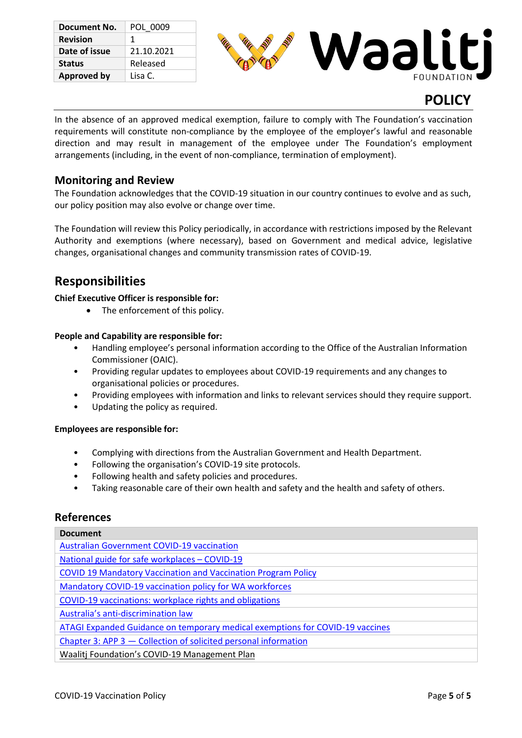| | |
|---|---|
| **Document No.** | POL_0009 |
| **Revision** | 1 |
| **Date of issue** | 21.10.2021 |
| **Status** | Released |
| **Approved by** | Lisa C. |

# POLICY

In the absence of an approved medical exemption, failure to comply with The Foundation's vaccination requirements will constitute non-compliance by the employee of the employer's lawful and reasonable direction and may result in management of the employee under The Foundation's employment arrangements (including, in the event of non-compliance, termination of employment).

## Monitoring and Review

The Foundation acknowledges that the COVID-19 situation in our country continues to evolve and as such, our policy position may also evolve or change over time.

The Foundation will review this Policy periodically, in accordance with restrictions imposed by the Relevant Authority and exemptions (where necessary), based on Government and medical advice, legislative changes, organisational changes and community transmission rates of COVID-19.

# Responsibilities

**Chief Executive Officer is responsible for:**

- The enforcement of this policy.

**People and Capability are responsible for:**

- Handling employee's personal information according to the Office of the Australian Information Commissioner (OAIC).
- Providing regular updates to employees about COVID-19 requirements and any changes to organisational policies or procedures.
- Providing employees with information and links to relevant services should they require support.
- Updating the policy as required.

**Employees are responsible for:**

- Complying with directions from the Australian Government and Health Department.
- Following the organisation's COVID-19 site protocols.
- Following health and safety policies and procedures.
- Taking reasonable care of their own health and safety and the health and safety of others.

## References

| Document |
|---|
| Australian Government COVID-19 vaccination |
| National guide for safe workplaces – COVID-19 |
| COVID 19 Mandatory Vaccination and Vaccination Program Policy |
| Mandatory COVID-19 vaccination policy for WA workforces |
| COVID-19 vaccinations: workplace rights and obligations |
| Australia's anti-discrimination law |
| ATAGI Expanded Guidance on temporary medical exemptions for COVID-19 vaccines |
| Chapter 3: APP 3 — Collection of solicited personal information |
| Waalitj Foundation's COVID-19 Management Plan |